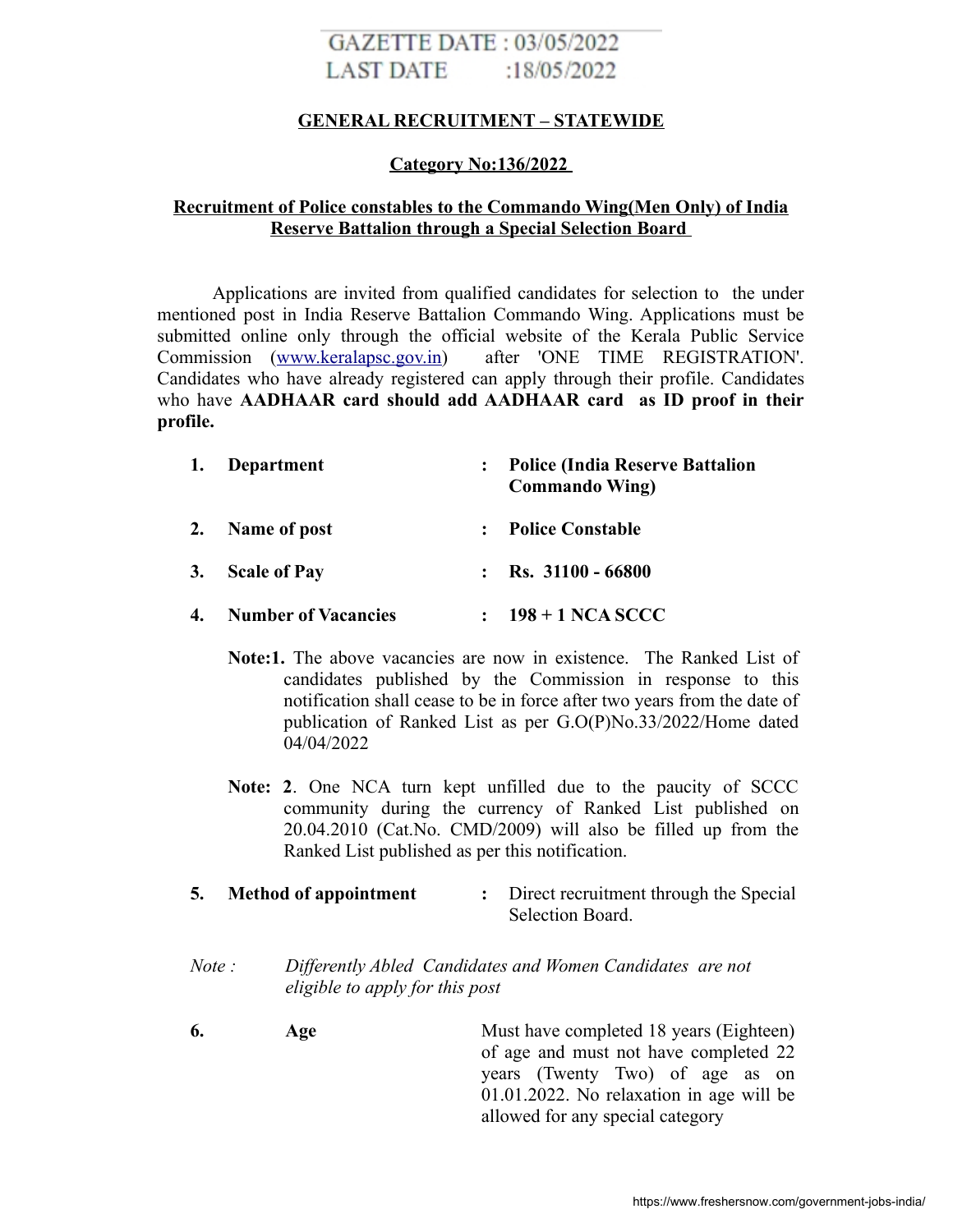GAZETTE DATE : 03/05/2022
LAST DATE :18/05/2022

## GENERAL RECRUITMENT – STATEWIDE

## Category No:136/2022

## Recruitment of Police constables to the Commando Wing(Men Only) of India Reserve Battalion through a Special Selection Board

Applications are invited from qualified candidates for selection to the under mentioned post in India Reserve Battalion Commando Wing. Applications must be submitted online only through the official website of the Kerala Public Service Commission (www.keralapsc.gov.in) after 'ONE TIME REGISTRATION'. Candidates who have already registered can apply through their profile. Candidates who have **AADHAAR card should add AADHAAR card as ID proof in their profile.**

1. **Department** : **Police (India Reserve Battalion Commando Wing)**

2. **Name of post** : **Police Constable**

3. **Scale of Pay** : **Rs. 31100 - 66800**

4. **Number of Vacancies** : **198 + 1 NCA SCCC**

   **Note:1.** The above vacancies are now in existence. The Ranked List of candidates published by the Commission in response to this notification shall cease to be in force after two years from the date of publication of Ranked List as per G.O(P)No.33/2022/Home dated 04/04/2022

   **Note: 2**. One NCA turn kept unfilled due to the paucity of SCCC community during the currency of Ranked List published on 20.04.2010 (Cat.No. CMD/2009) will also be filled up from the Ranked List published as per this notification.

5. **Method of appointment** : Direct recruitment through the Special Selection Board.

*Note : Differently Abled Candidates and Women Candidates are not eligible to apply for this post*

6. **Age** Must have completed 18 years (Eighteen) of age and must not have completed 22 years (Twenty Two) of age as on 01.01.2022. No relaxation in age will be allowed for any special category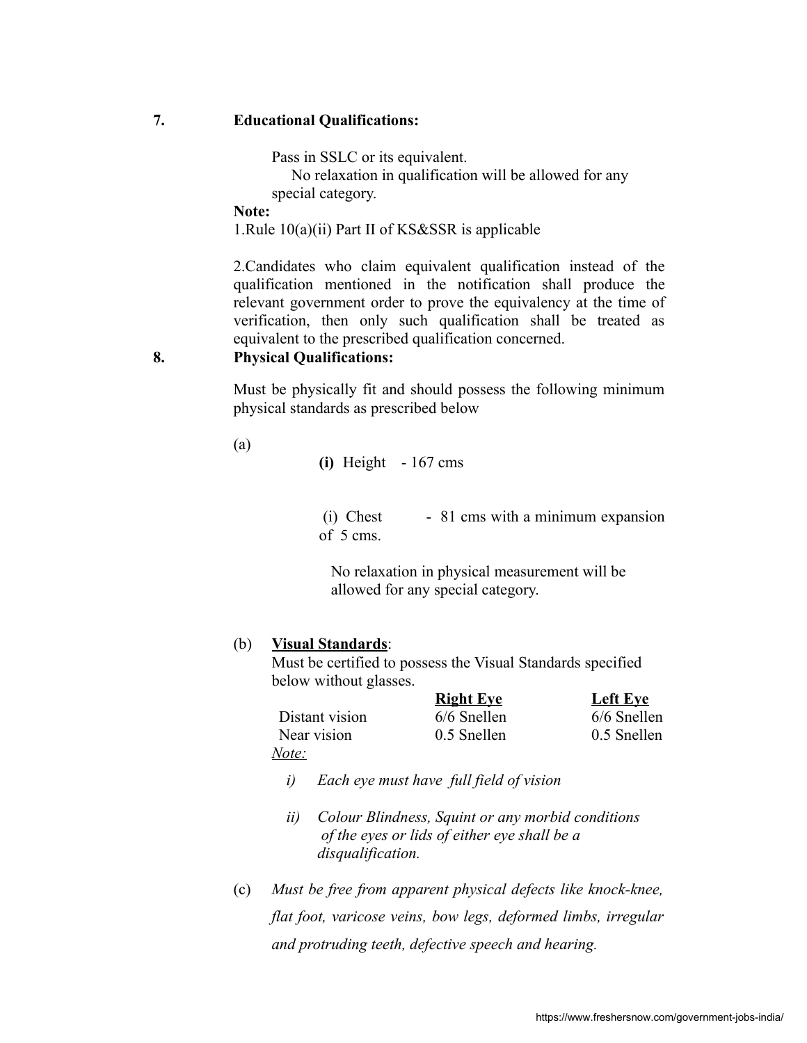**7. Educational Qualifications:**

Pass in SSLC or its equivalent.

No relaxation in qualification will be allowed for any special category.

**Note:**

1.Rule 10(a)(ii) Part II of KS&SSR is applicable

2.Candidates who claim equivalent qualification instead of the qualification mentioned in the notification shall produce the relevant government order to prove the equivalency at the time of verification, then only such qualification shall be treated as equivalent to the prescribed qualification concerned.

**8. Physical Qualifications:**

Must be physically fit and should possess the following minimum physical standards as prescribed below

(a)

**(i)** Height - 167 cms

(i) Chest - 81 cms with a minimum expansion of 5 cms.

No relaxation in physical measurement will be allowed for any special category.

(b) **Visual Standards**:

Must be certified to possess the Visual Standards specified below without glasses.

| | **Right Eye** | **Left Eye** |
|---|---|---|
| Distant vision | 6/6 Snellen | 6/6 Snellen |
| Near vision | 0.5 Snellen | 0.5 Snellen |

*Note:*

*i) Each eye must have full field of vision*

*ii) Colour Blindness, Squint or any morbid conditions of the eyes or lids of either eye shall be a disqualification.*

(c) *Must be free from apparent physical defects like knock-knee, flat foot, varicose veins, bow legs, deformed limbs, irregular and protruding teeth, defective speech and hearing.*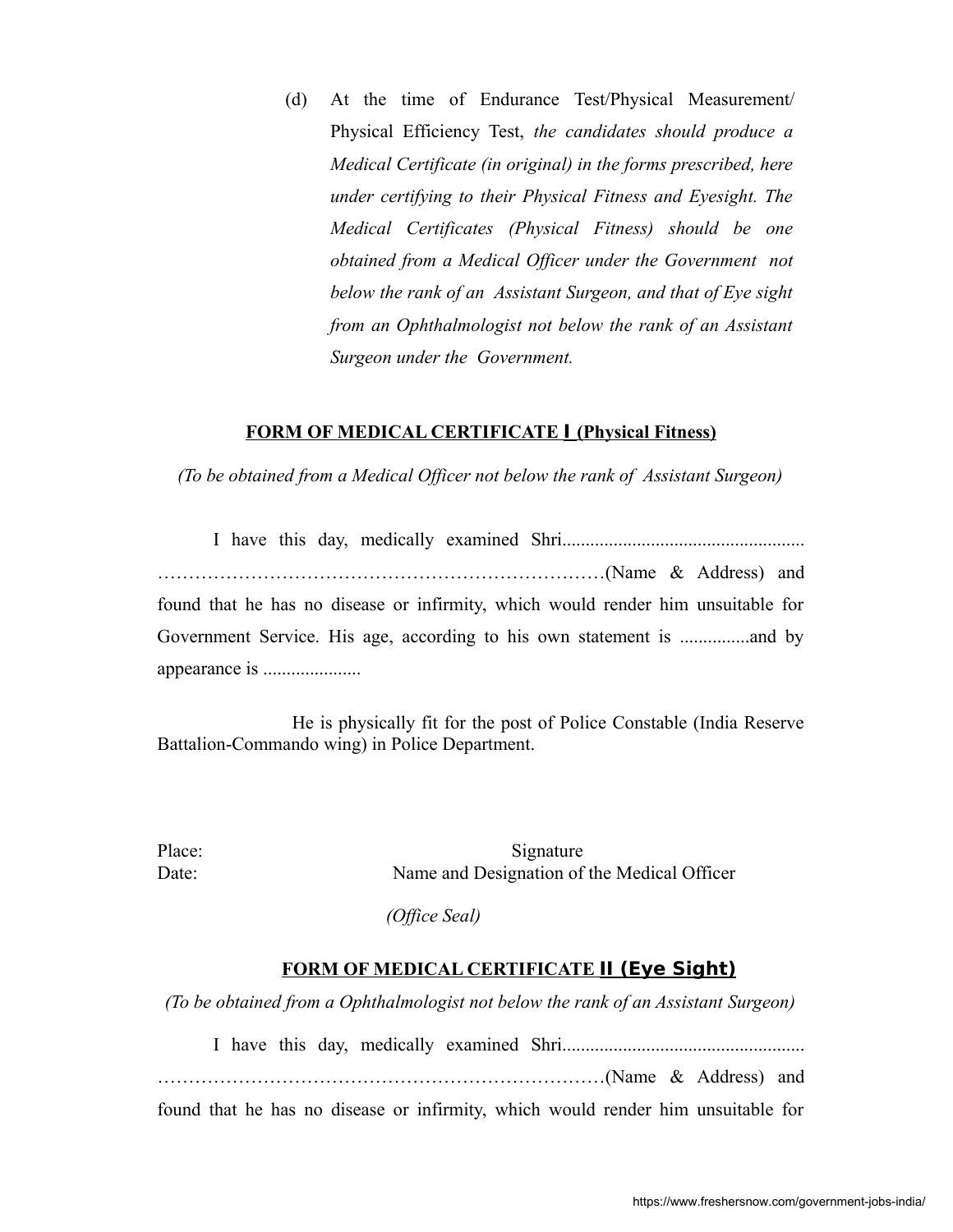(d) At the time of Endurance Test/Physical Measurement/ Physical Efficiency Test, *the candidates should produce a Medical Certificate (in original) in the forms prescribed, here under certifying to their Physical Fitness and Eyesight. The Medical Certificates (Physical Fitness) should be one obtained from a Medical Officer under the Government not below the rank of an Assistant Surgeon, and that of Eye sight from an Ophthalmologist not below the rank of an Assistant Surgeon under the Government.*

**FORM OF MEDICAL CERTIFICATE I (Physical Fitness)**

*(To be obtained from a Medical Officer not below the rank of Assistant Surgeon)*

I have this day, medically examined Shri.................................................... ………………………………………………………………(Name & Address) and found that he has no disease or infirmity, which would render him unsuitable for Government Service. His age, according to his own statement is ...............and by appearance is .....................

He is physically fit for the post of Police Constable (India Reserve Battalion-Commando wing) in Police Department.

Place: Signature

Date: Name and Designation of the Medical Officer

*(Office Seal)*

**FORM OF MEDICAL CERTIFICATE II (Eye Sight)**

*(To be obtained from a Ophthalmologist not below the rank of an Assistant Surgeon)*

I have this day, medically examined Shri.................................................... ………………………………………………………………(Name & Address) and found that he has no disease or infirmity, which would render him unsuitable for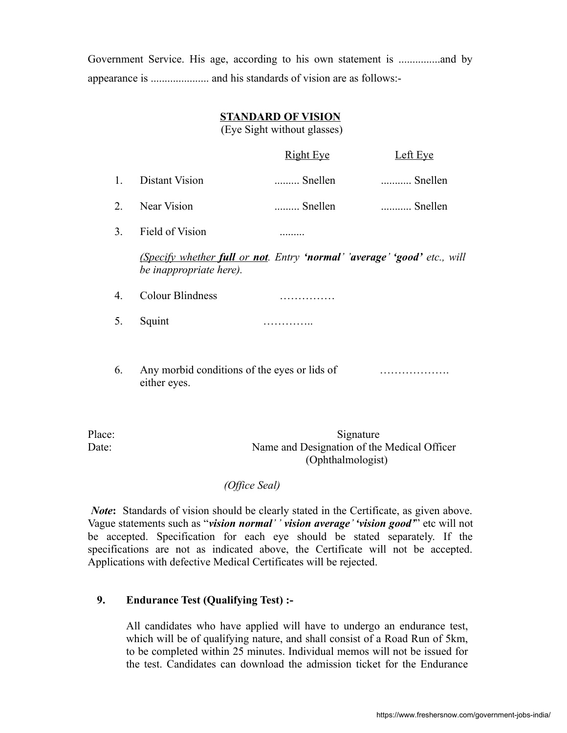Government Service. His age, according to his own statement is ...............and by appearance is ..................... and his standards of vision are as follows:-

**STANDARD OF VISION**
(Eye Sight without glasses)

| | | Right Eye | Left Eye |
|---|---|---|---|
| 1. | Distant Vision | ......... Snellen | ........... Snellen |
| 2. | Near Vision | ......... Snellen | ........... Snellen |
| 3. | Field of Vision | ......... | |
| | *(Specify whether **full** or **not**. Entry **'normal'** **'average'** **'good'** etc., will be inappropriate here).* | | |
| 4. | Colour Blindness | …………… | |
| 5. | Squint | ………….. | |
| 6. | Any morbid conditions of the eyes or lids of either eyes. | ………………. | |

Place:
Date:

Signature
Name and Designation of the Medical Officer
(Ophthalmologist)

*(Office Seal)*

***Note*****:** Standards of vision should be clearly stated in the Certificate, as given above. Vague statements such as "***vision normal' ' vision average' 'vision good'***" etc will not be accepted. Specification for each eye should be stated separately. If the specifications are not as indicated above, the Certificate will not be accepted. Applications with defective Medical Certificates will be rejected.

**9. Endurance Test (Qualifying Test) :-**

All candidates who have applied will have to undergo an endurance test, which will be of qualifying nature, and shall consist of a Road Run of 5km, to be completed within 25 minutes. Individual memos will not be issued for the test. Candidates can download the admission ticket for the Endurance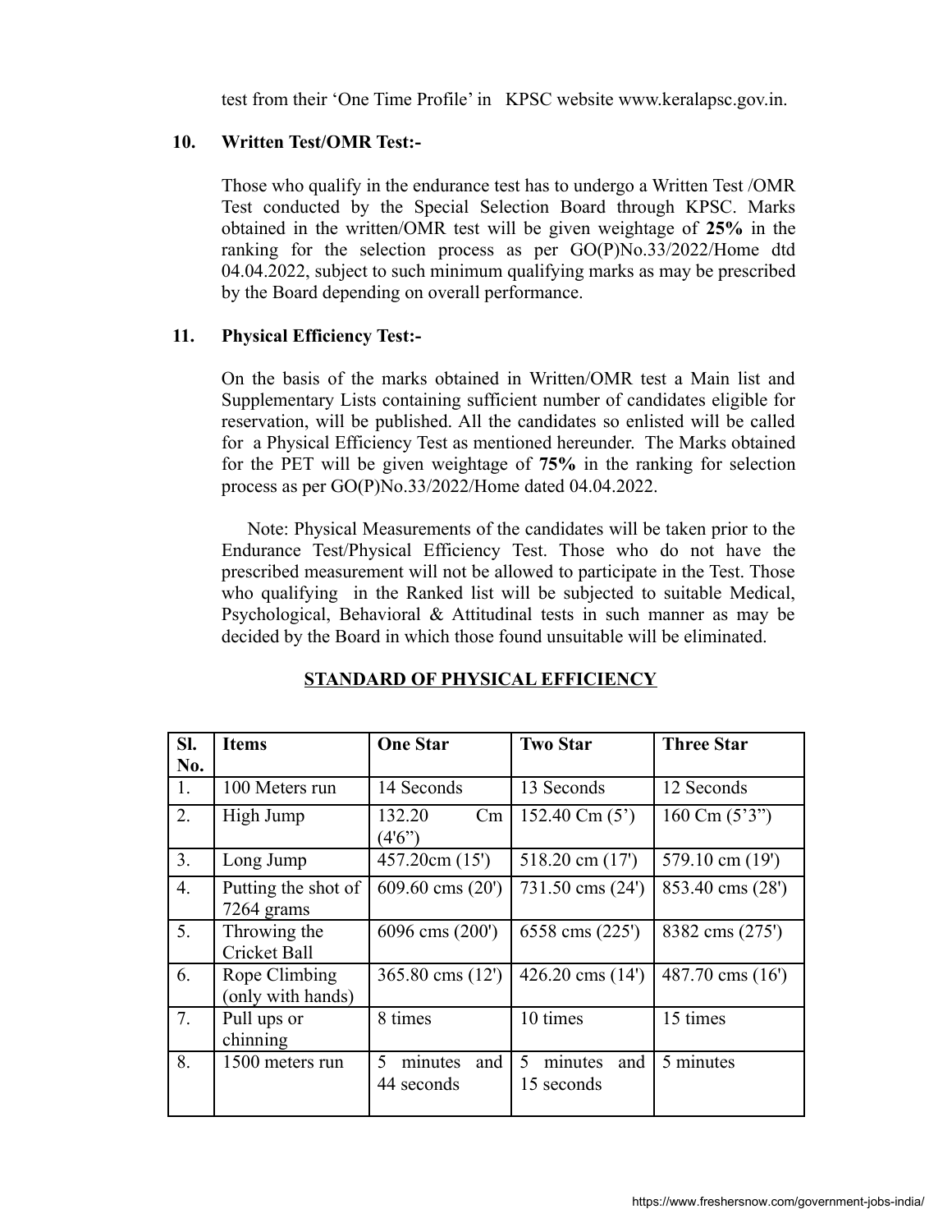test from their 'One Time Profile' in KPSC website www.keralapsc.gov.in.

**10. Written Test/OMR Test:-**

Those who qualify in the endurance test has to undergo a Written Test /OMR Test conducted by the Special Selection Board through KPSC. Marks obtained in the written/OMR test will be given weightage of **25%** in the ranking for the selection process as per GO(P)No.33/2022/Home dtd 04.04.2022, subject to such minimum qualifying marks as may be prescribed by the Board depending on overall performance.

**11. Physical Efficiency Test:-**

On the basis of the marks obtained in Written/OMR test a Main list and Supplementary Lists containing sufficient number of candidates eligible for reservation, will be published. All the candidates so enlisted will be called for a Physical Efficiency Test as mentioned hereunder. The Marks obtained for the PET will be given weightage of **75%** in the ranking for selection process as per GO(P)No.33/2022/Home dated 04.04.2022.

Note: Physical Measurements of the candidates will be taken prior to the Endurance Test/Physical Efficiency Test. Those who do not have the prescribed measurement will not be allowed to participate in the Test. Those who qualifying in the Ranked list will be subjected to suitable Medical, Psychological, Behavioral & Attitudinal tests in such manner as may be decided by the Board in which those found unsuitable will be eliminated.

**STANDARD OF PHYSICAL EFFICIENCY**

| Sl. No. | Items | One Star | Two Star | Three Star |
|---|---|---|---|---|
| 1. | 100 Meters run | 14 Seconds | 13 Seconds | 12 Seconds |
| 2. | High Jump | 132.20 Cm (4'6") | 152.40 Cm (5') | 160 Cm (5'3") |
| 3. | Long Jump | 457.20cm (15') | 518.20 cm (17') | 579.10 cm (19') |
| 4. | Putting the shot of 7264 grams | 609.60 cms (20') | 731.50 cms (24') | 853.40 cms (28') |
| 5. | Throwing the Cricket Ball | 6096 cms (200') | 6558 cms (225') | 8382 cms (275') |
| 6. | Rope Climbing (only with hands) | 365.80 cms (12') | 426.20 cms (14') | 487.70 cms (16') |
| 7. | Pull ups or chinning | 8 times | 10 times | 15 times |
| 8. | 1500 meters run | 5 minutes and 44 seconds | 5 minutes and 15 seconds | 5 minutes |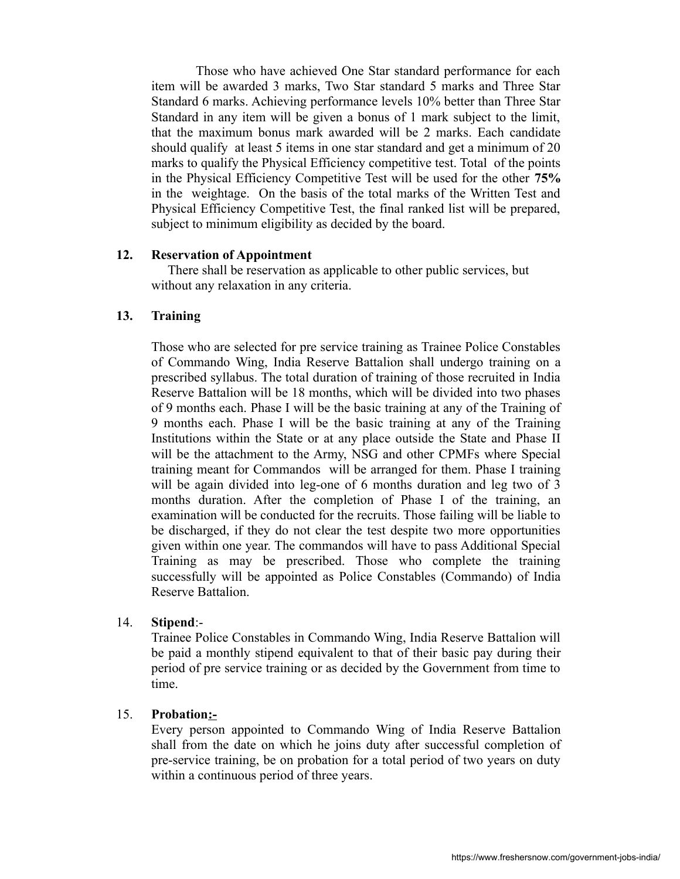Those who have achieved One Star standard performance for each item will be awarded 3 marks, Two Star standard 5 marks and Three Star Standard 6 marks. Achieving performance levels 10% better than Three Star Standard in any item will be given a bonus of 1 mark subject to the limit, that the maximum bonus mark awarded will be 2 marks. Each candidate should qualify at least 5 items in one star standard and get a minimum of 20 marks to qualify the Physical Efficiency competitive test. Total of the points in the Physical Efficiency Competitive Test will be used for the other **75%** in the weightage. On the basis of the total marks of the Written Test and Physical Efficiency Competitive Test, the final ranked list will be prepared, subject to minimum eligibility as decided by the board.

**12. Reservation of Appointment**

There shall be reservation as applicable to other public services, but without any relaxation in any criteria.

**13. Training**

Those who are selected for pre service training as Trainee Police Constables of Commando Wing, India Reserve Battalion shall undergo training on a prescribed syllabus. The total duration of training of those recruited in India Reserve Battalion will be 18 months, which will be divided into two phases of 9 months each. Phase I will be the basic training at any of the Training of 9 months each. Phase I will be the basic training at any of the Training Institutions within the State or at any place outside the State and Phase II will be the attachment to the Army, NSG and other CPMFs where Special training meant for Commandos will be arranged for them. Phase I training will be again divided into leg-one of 6 months duration and leg two of 3 months duration. After the completion of Phase I of the training, an examination will be conducted for the recruits. Those failing will be liable to be discharged, if they do not clear the test despite two more opportunities given within one year. The commandos will have to pass Additional Special Training as may be prescribed. Those who complete the training successfully will be appointed as Police Constables (Commando) of India Reserve Battalion.

14. **Stipend**:-

Trainee Police Constables in Commando Wing, India Reserve Battalion will be paid a monthly stipend equivalent to that of their basic pay during their period of pre service training or as decided by the Government from time to time.

15. **Probation:-**

Every person appointed to Commando Wing of India Reserve Battalion shall from the date on which he joins duty after successful completion of pre-service training, be on probation for a total period of two years on duty within a continuous period of three years.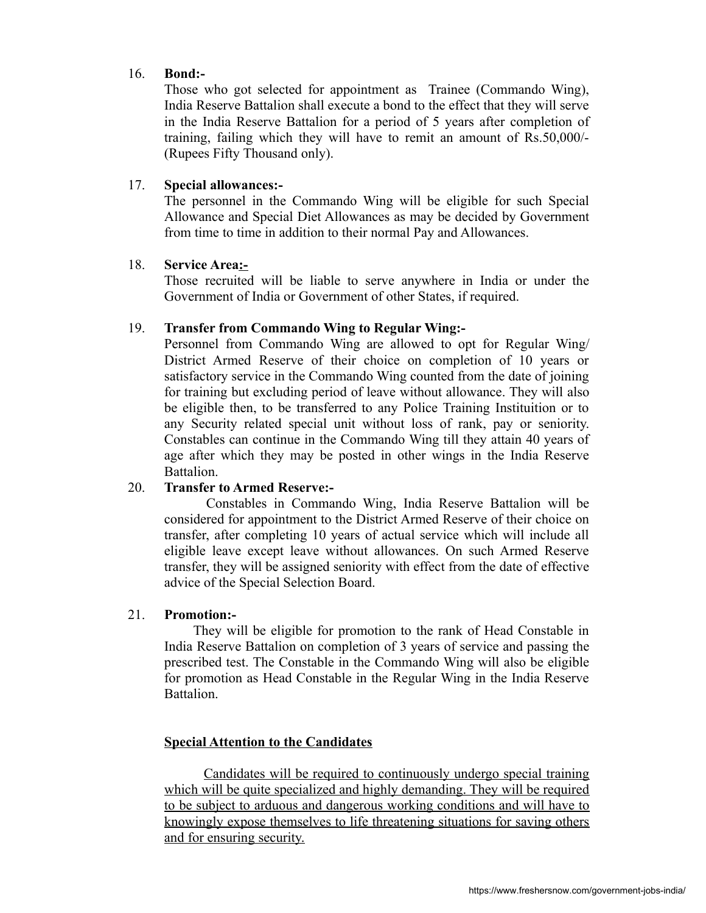16. **Bond:-**
    Those who got selected for appointment as Trainee (Commando Wing), India Reserve Battalion shall execute a bond to the effect that they will serve in the India Reserve Battalion for a period of 5 years after completion of training, failing which they will have to remit an amount of Rs.50,000/- (Rupees Fifty Thousand only).

17. **Special allowances:-**
    The personnel in the Commando Wing will be eligible for such Special Allowance and Special Diet Allowances as may be decided by Government from time to time in addition to their normal Pay and Allowances.

18. **Service Area:-**
    Those recruited will be liable to serve anywhere in India or under the Government of India or Government of other States, if required.

19. **Transfer from Commando Wing to Regular Wing:-**
    Personnel from Commando Wing are allowed to opt for Regular Wing/ District Armed Reserve of their choice on completion of 10 years or satisfactory service in the Commando Wing counted from the date of joining for training but excluding period of leave without allowance. They will also be eligible then, to be transferred to any Police Training Instituition or to any Security related special unit without loss of rank, pay or seniority. Constables can continue in the Commando Wing till they attain 40 years of age after which they may be posted in other wings in the India Reserve Battalion.

20. **Transfer to Armed Reserve:-**
    Constables in Commando Wing, India Reserve Battalion will be considered for appointment to the District Armed Reserve of their choice on transfer, after completing 10 years of actual service which will include all eligible leave except leave without allowances. On such Armed Reserve transfer, they will be assigned seniority with effect from the date of effective advice of the Special Selection Board.

21. **Promotion:-**
    They will be eligible for promotion to the rank of Head Constable in India Reserve Battalion on completion of 3 years of service and passing the prescribed test. The Constable in the Commando Wing will also be eligible for promotion as Head Constable in the Regular Wing in the India Reserve Battalion.

**Special Attention to the Candidates**

Candidates will be required to continuously undergo special training which will be quite specialized and highly demanding. They will be required to be subject to arduous and dangerous working conditions and will have to knowingly expose themselves to life threatening situations for saving others and for ensuring security.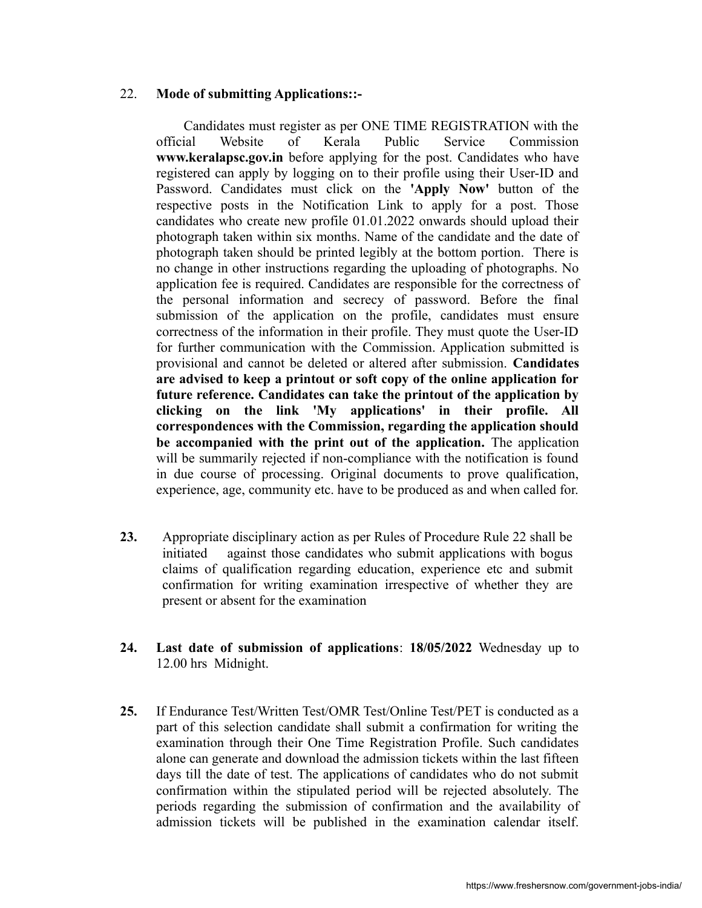22. **Mode of submitting Applications::-**

Candidates must register as per ONE TIME REGISTRATION with the official Website of Kerala Public Service Commission **www.keralapsc.gov.in** before applying for the post. Candidates who have registered can apply by logging on to their profile using their User-ID and Password. Candidates must click on the **'Apply Now'** button of the respective posts in the Notification Link to apply for a post. Those candidates who create new profile 01.01.2022 onwards should upload their photograph taken within six months. Name of the candidate and the date of photograph taken should be printed legibly at the bottom portion. There is no change in other instructions regarding the uploading of photographs. No application fee is required. Candidates are responsible for the correctness of the personal information and secrecy of password. Before the final submission of the application on the profile, candidates must ensure correctness of the information in their profile. They must quote the User-ID for further communication with the Commission. Application submitted is provisional and cannot be deleted or altered after submission. **Candidates are advised to keep a printout or soft copy of the online application for future reference. Candidates can take the printout of the application by clicking on the link 'My applications' in their profile. All correspondences with the Commission, regarding the application should be accompanied with the print out of the application.** The application will be summarily rejected if non-compliance with the notification is found in due course of processing. Original documents to prove qualification, experience, age, community etc. have to be produced as and when called for.

**23.** Appropriate disciplinary action as per Rules of Procedure Rule 22 shall be initiated against those candidates who submit applications with bogus claims of qualification regarding education, experience etc and submit confirmation for writing examination irrespective of whether they are present or absent for the examination

**24.** **Last date of submission of applications**: **18/05/2022** Wednesday up to 12.00 hrs Midnight.

**25.** If Endurance Test/Written Test/OMR Test/Online Test/PET is conducted as a part of this selection candidate shall submit a confirmation for writing the examination through their One Time Registration Profile. Such candidates alone can generate and download the admission tickets within the last fifteen days till the date of test. The applications of candidates who do not submit confirmation within the stipulated period will be rejected absolutely. The periods regarding the submission of confirmation and the availability of admission tickets will be published in the examination calendar itself.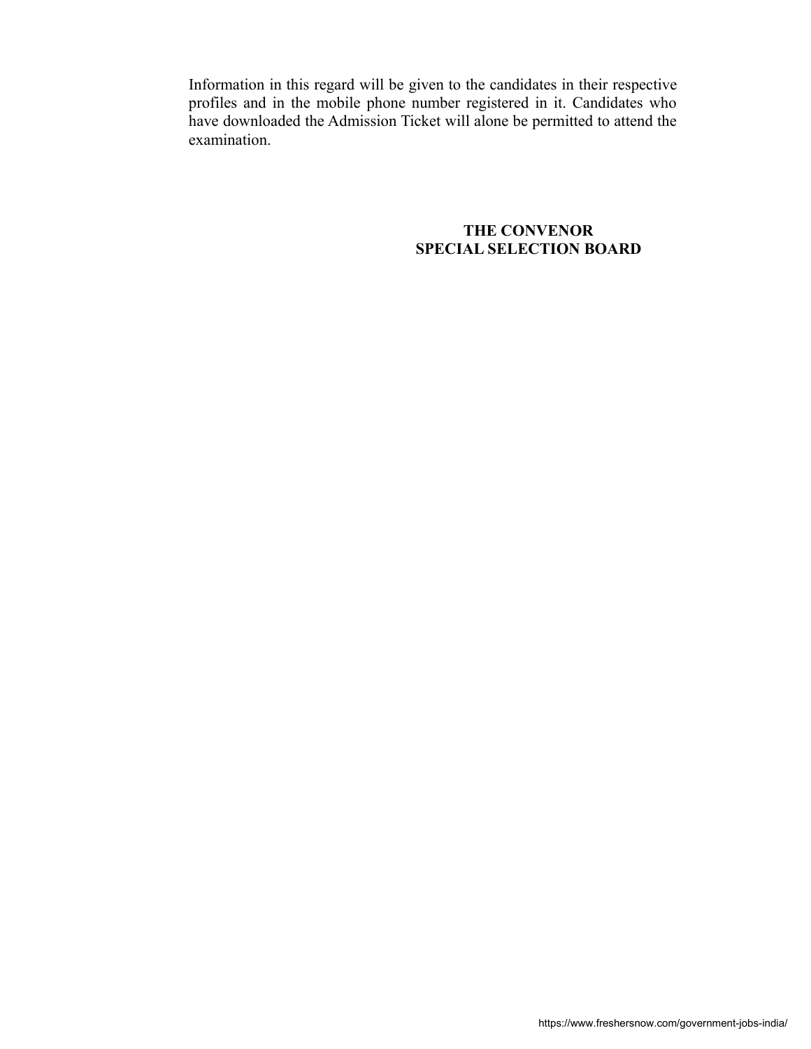Information in this regard will be given to the candidates in their respective profiles and in the mobile phone number registered in it. Candidates who have downloaded the Admission Ticket will alone be permitted to attend the examination.

**THE CONVENOR**
**SPECIAL SELECTION BOARD**